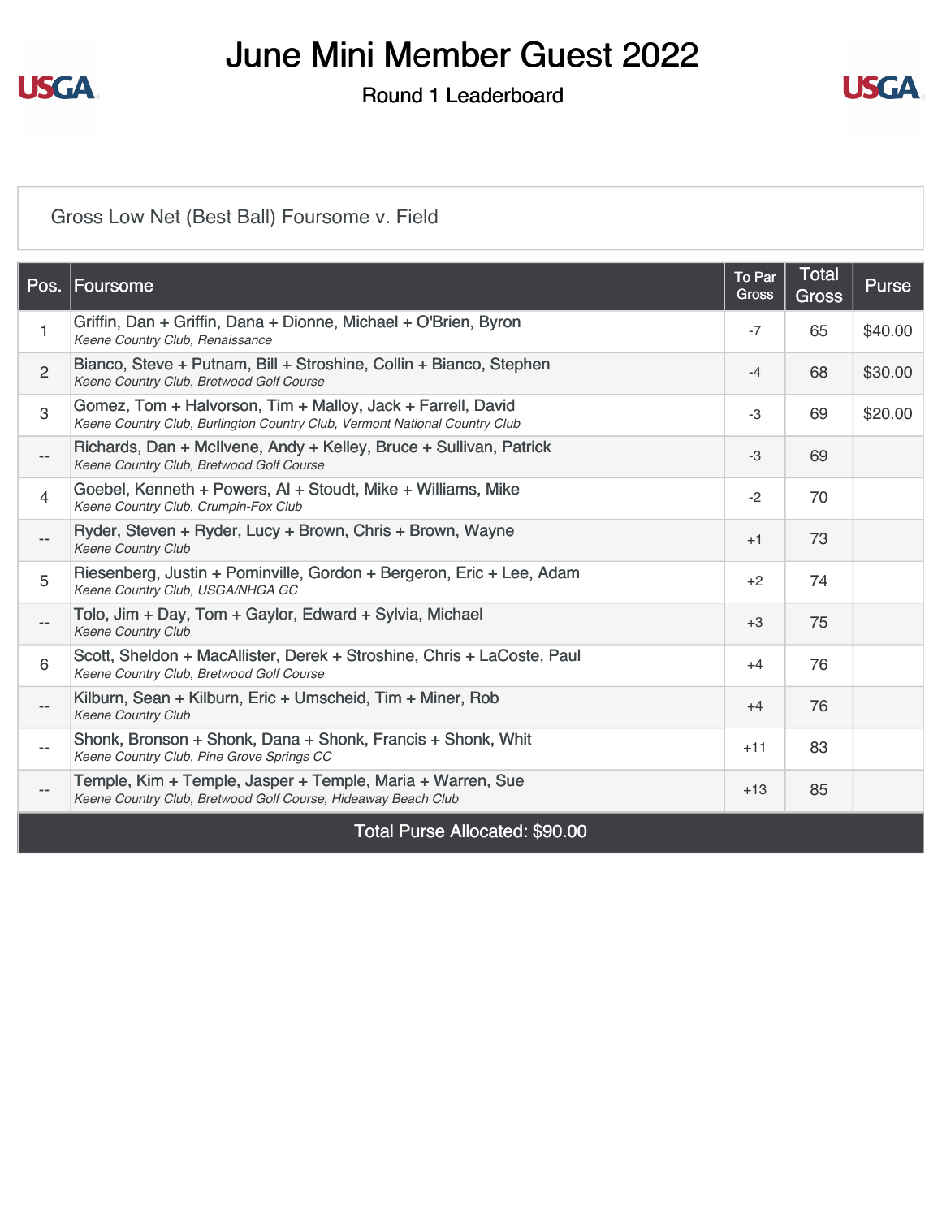# June Mini Member Guest 2022

## Round 1 Leaderboard

Gross Low Net (Best Ball) Foursome v. Field

| Pos. | Foursome | To Par Gross | Total Gross | Purse |
|---|---|---|---|---|
| 1 | Griffin, Dan + Griffin, Dana + Dionne, Michael + O'Brien, Byron<br>*Keene Country Club, Renaissance* | -7 | 65 | $40.00 |
| 2 | Bianco, Steve + Putnam, Bill + Stroshine, Collin + Bianco, Stephen<br>*Keene Country Club, Bretwood Golf Course* | -4 | 68 | $30.00 |
| 3 | Gomez, Tom + Halvorson, Tim + Malloy, Jack + Farrell, David<br>*Keene Country Club, Burlington Country Club, Vermont National Country Club* | -3 | 69 | $20.00 |
| -- | Richards, Dan + McIlvene, Andy + Kelley, Bruce + Sullivan, Patrick<br>*Keene Country Club, Bretwood Golf Course* | -3 | 69 | |
| 4 | Goebel, Kenneth + Powers, Al + Stoudt, Mike + Williams, Mike<br>*Keene Country Club, Crumpin-Fox Club* | -2 | 70 | |
| -- | Ryder, Steven + Ryder, Lucy + Brown, Chris + Brown, Wayne<br>*Keene Country Club* | +1 | 73 | |
| 5 | Riesenberg, Justin + Pominville, Gordon + Bergeron, Eric + Lee, Adam<br>*Keene Country Club, USGA/NHGA GC* | +2 | 74 | |
| -- | Tolo, Jim + Day, Tom + Gaylor, Edward + Sylvia, Michael<br>*Keene Country Club* | +3 | 75 | |
| 6 | Scott, Sheldon + MacAllister, Derek + Stroshine, Chris + LaCoste, Paul<br>*Keene Country Club, Bretwood Golf Course* | +4 | 76 | |
| -- | Kilburn, Sean + Kilburn, Eric + Umscheid, Tim + Miner, Rob<br>*Keene Country Club* | +4 | 76 | |
| -- | Shonk, Bronson + Shonk, Dana + Shonk, Francis + Shonk, Whit<br>*Keene Country Club, Pine Grove Springs CC* | +11 | 83 | |
| -- | Temple, Kim + Temple, Jasper + Temple, Maria + Warren, Sue<br>*Keene Country Club, Bretwood Golf Course, Hideaway Beach Club* | +13 | 85 | |

Total Purse Allocated: $90.00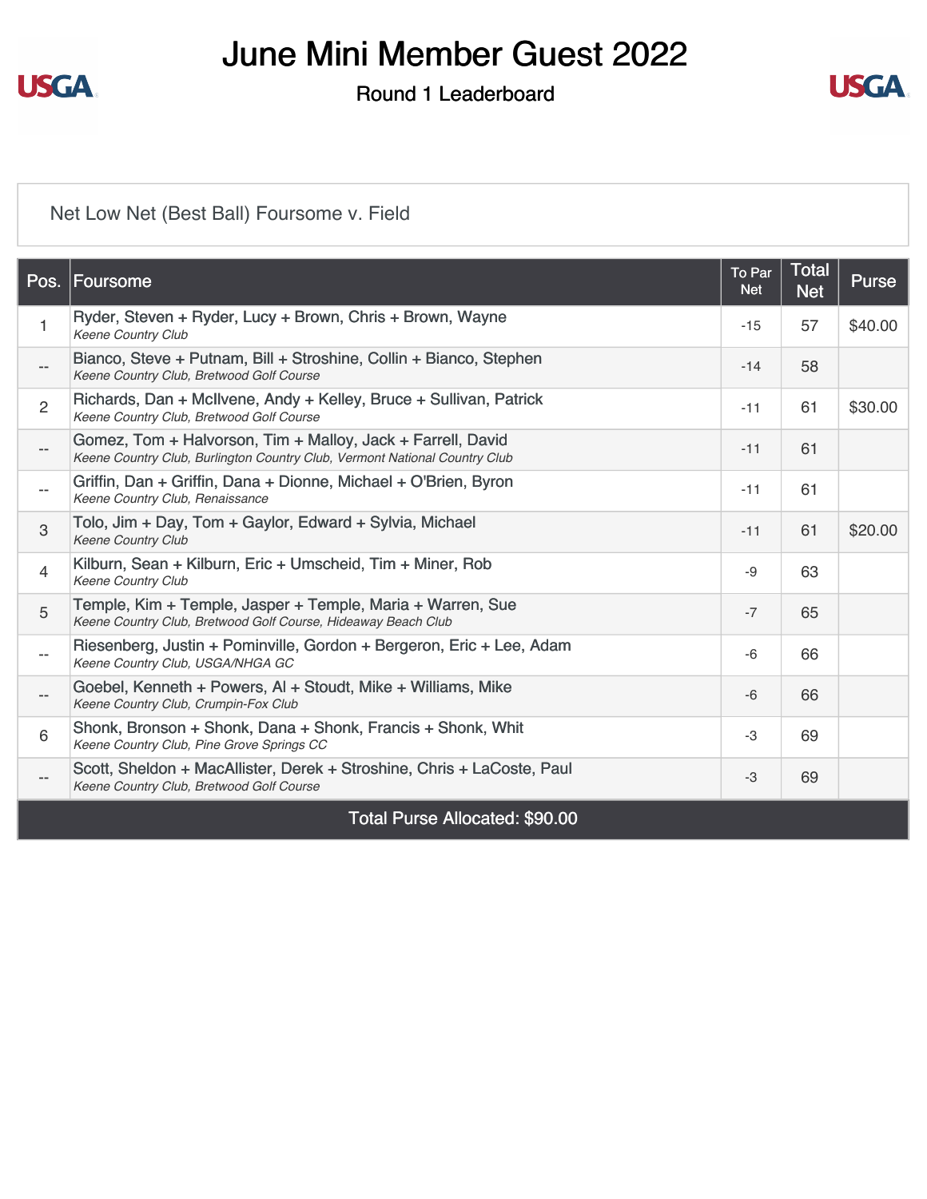# June Mini Member Guest 2022

## Round 1 Leaderboard

Net Low Net (Best Ball) Foursome v. Field

| Pos. | Foursome | To Par Net | Total Net | Purse |
|---|---|---|---|---|
| 1 | Ryder, Steven + Ryder, Lucy + Brown, Chris + Brown, Wayne<br>*Keene Country Club* | -15 | 57 | $40.00 |
| -- | Bianco, Steve + Putnam, Bill + Stroshine, Collin + Bianco, Stephen<br>*Keene Country Club, Bretwood Golf Course* | -14 | 58 | |
| 2 | Richards, Dan + McIlvene, Andy + Kelley, Bruce + Sullivan, Patrick<br>*Keene Country Club, Bretwood Golf Course* | -11 | 61 | $30.00 |
| -- | Gomez, Tom + Halvorson, Tim + Malloy, Jack + Farrell, David<br>*Keene Country Club, Burlington Country Club, Vermont National Country Club* | -11 | 61 | |
| -- | Griffin, Dan + Griffin, Dana + Dionne, Michael + O'Brien, Byron<br>*Keene Country Club, Renaissance* | -11 | 61 | |
| 3 | Tolo, Jim + Day, Tom + Gaylor, Edward + Sylvia, Michael<br>*Keene Country Club* | -11 | 61 | $20.00 |
| 4 | Kilburn, Sean + Kilburn, Eric + Umscheid, Tim + Miner, Rob<br>*Keene Country Club* | -9 | 63 | |
| 5 | Temple, Kim + Temple, Jasper + Temple, Maria + Warren, Sue<br>*Keene Country Club, Bretwood Golf Course, Hideaway Beach Club* | -7 | 65 | |
| -- | Riesenberg, Justin + Pominville, Gordon + Bergeron, Eric + Lee, Adam<br>*Keene Country Club, USGA/NHGA GC* | -6 | 66 | |
| -- | Goebel, Kenneth + Powers, Al + Stoudt, Mike + Williams, Mike<br>*Keene Country Club, Crumpin-Fox Club* | -6 | 66 | |
| 6 | Shonk, Bronson + Shonk, Dana + Shonk, Francis + Shonk, Whit<br>*Keene Country Club, Pine Grove Springs CC* | -3 | 69 | |
| -- | Scott, Sheldon + MacAllister, Derek + Stroshine, Chris + LaCoste, Paul<br>*Keene Country Club, Bretwood Golf Course* | -3 | 69 | |

Total Purse Allocated: $90.00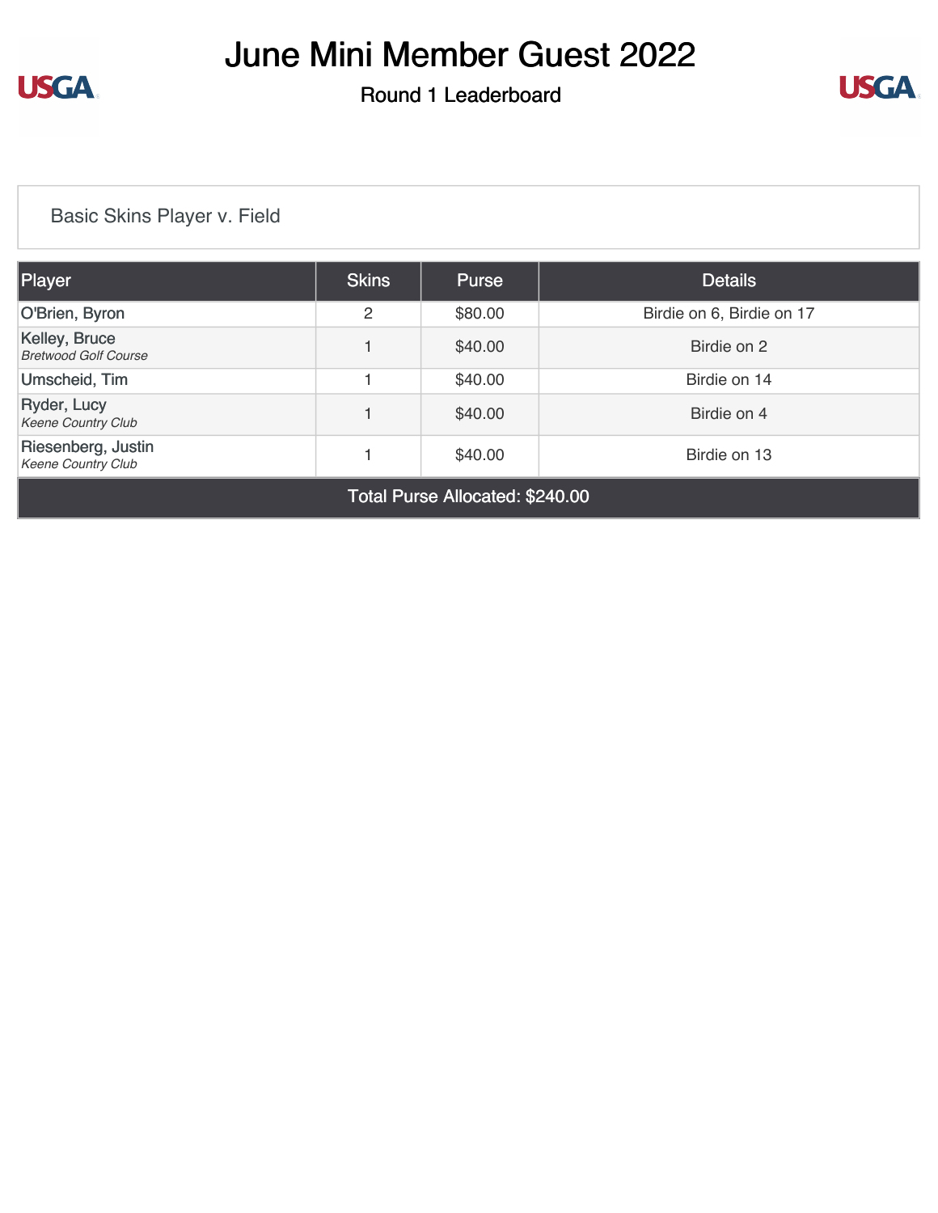# June Mini Member Guest 2022

## Round 1 Leaderboard

Basic Skins Player v. Field

| Player | Skins | Purse | Details |
|---|---|---|---|
| O'Brien, Byron | 2 | $80.00 | Birdie on 6, Birdie on 17 |
| Kelley, Bruce<br>*Bretwood Golf Course* | 1 | $40.00 | Birdie on 2 |
| Umscheid, Tim | 1 | $40.00 | Birdie on 14 |
| Ryder, Lucy<br>*Keene Country Club* | 1 | $40.00 | Birdie on 4 |
| Riesenberg, Justin<br>*Keene Country Club* | 1 | $40.00 | Birdie on 13 |
| Total Purse Allocated: $240.00 | | | |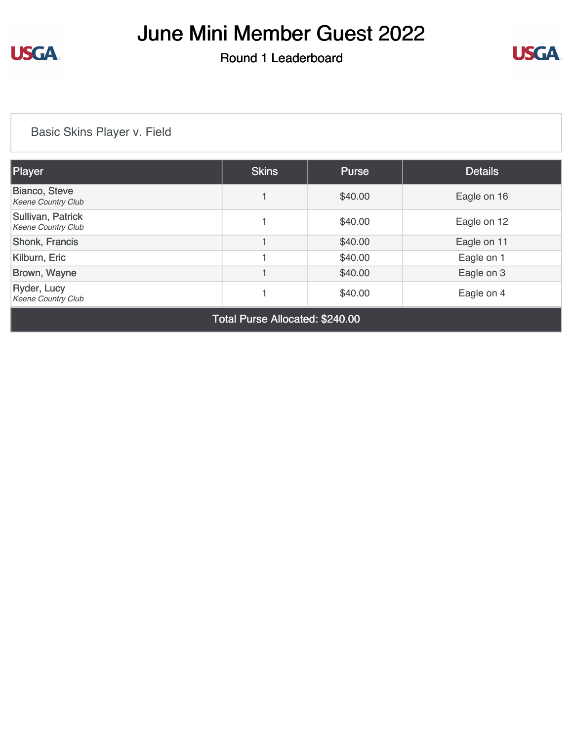# June Mini Member Guest 2022

## Round 1 Leaderboard

Basic Skins Player v. Field

| Player | Skins | Purse | Details |
|---|---|---|---|
| Bianco, Steve *Keene Country Club* | 1 | $40.00 | Eagle on 16 |
| Sullivan, Patrick *Keene Country Club* | 1 | $40.00 | Eagle on 12 |
| Shonk, Francis | 1 | $40.00 | Eagle on 11 |
| Kilburn, Eric | 1 | $40.00 | Eagle on 1 |
| Brown, Wayne | 1 | $40.00 | Eagle on 3 |
| Ryder, Lucy *Keene Country Club* | 1 | $40.00 | Eagle on 4 |
| Total Purse Allocated: $240.00 | | | |